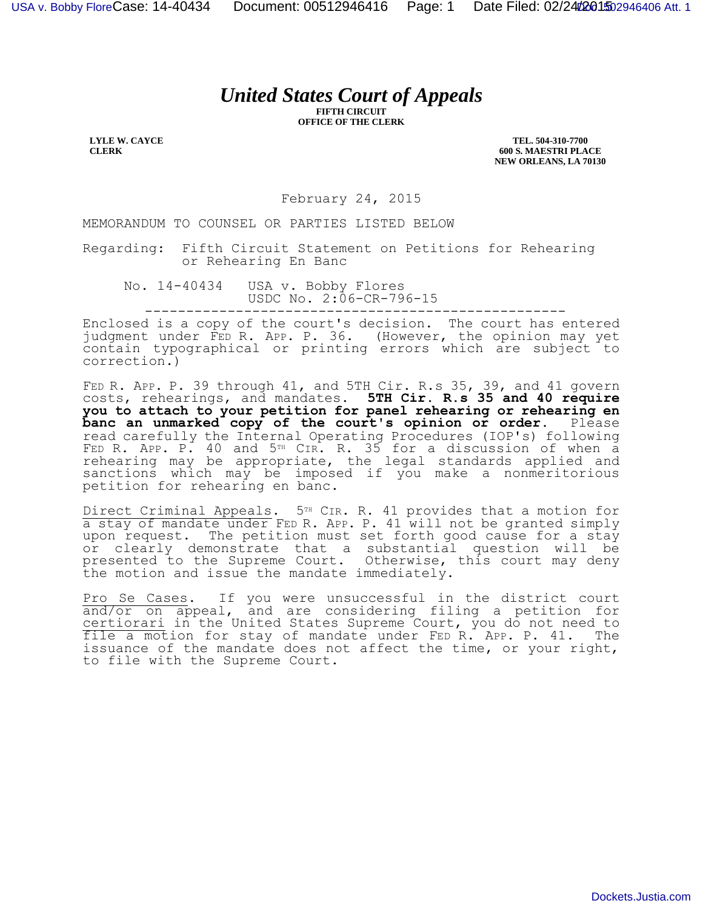# United States Court of Appeals

**FIFTH CIRCUIT**
**OFFICE OF THE CLERK**

**LYLE W. CAYCE**
**CLERK**

**TEL. 504-310-7700**
**600 S. MAESTRI PLACE**
**NEW ORLEANS, LA 70130**

February 24, 2015

MEMORANDUM TO COUNSEL OR PARTIES LISTED BELOW

Regarding: Fifth Circuit Statement on Petitions for Rehearing or Rehearing En Banc

No. 14-40434 USA v. Bobby Flores
USDC No. 2:06-CR-796-15

---

Enclosed is a copy of the court's decision. The court has entered judgment under FED R. APP. P. 36. (However, the opinion may yet contain typographical or printing errors which are subject to correction.)

FED R. APP. P. 39 through 41, and 5TH Cir. R.s 35, 39, and 41 govern costs, rehearings, and mandates. **5TH Cir. R.s 35 and 40 require you to attach to your petition for panel rehearing or rehearing en banc an unmarked copy of the court's opinion or order.** Please read carefully the Internal Operating Procedures (IOP's) following FED R. APP. P. 40 and 5TH CIR. R. 35 for a discussion of when a rehearing may be appropriate, the legal standards applied and sanctions which may be imposed if you make a nonmeritorious petition for rehearing en banc.

Direct Criminal Appeals. 5TH CIR. R. 41 provides that a motion for a stay of mandate under FED R. APP. P. 41 will not be granted simply upon request. The petition must set forth good cause for a stay or clearly demonstrate that a substantial question will be presented to the Supreme Court. Otherwise, this court may deny the motion and issue the mandate immediately.

Pro Se Cases. If you were unsuccessful in the district court and/or on appeal, and are considering filing a petition for certiorari in the United States Supreme Court, you do not need to file a motion for stay of mandate under FED R. APP. P. 41. The issuance of the mandate does not affect the time, or your right, to file with the Supreme Court.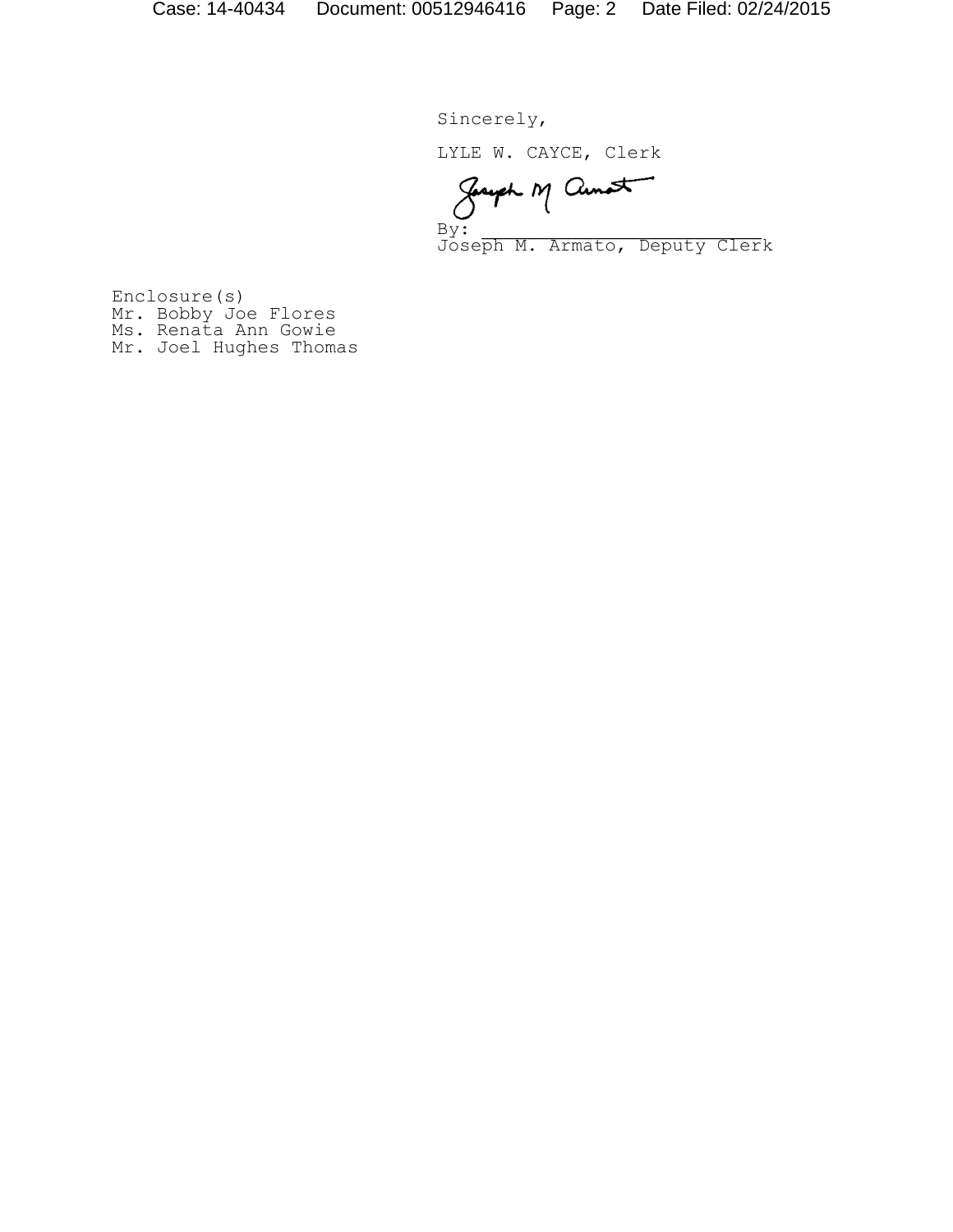Sincerely,

LYLE W. CAYCE, Clerk

By: \_\_\_\_\_\_\_\_\_\_\_\_\_\_\_\_\_\_\_\_\_\_\_\_\_
Joseph M. Armato, Deputy Clerk

Enclosure(s)
Mr. Bobby Joe Flores
Ms. Renata Ann Gowie
Mr. Joel Hughes Thomas